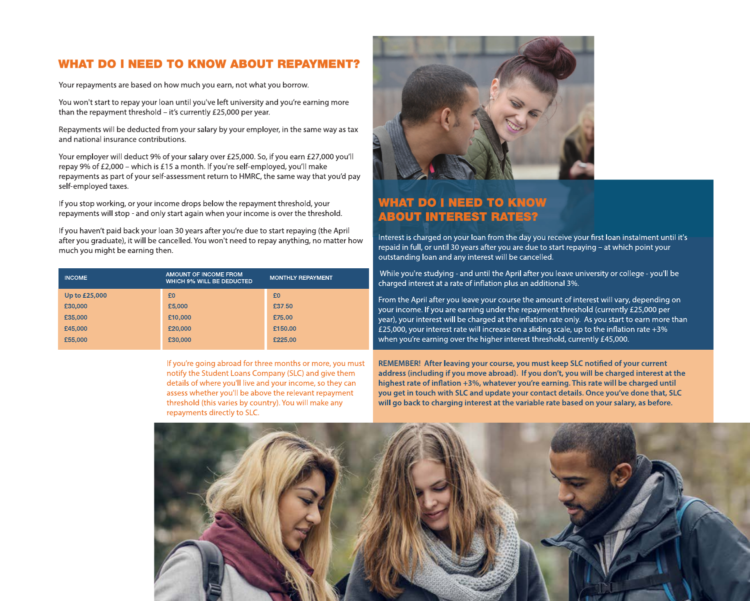## WHAT DO I NEED TO KNOW ABOUT REPAYMENT?

Your repayments are based on how much you earn, not what you borrow.

You won't start to repay your loan until you've left university and you're earning more than the repayment threshold – it's currently £25,000 per year.

Repayments will be deducted from your salary by your employer, in the same way as tax and national insurance contributions.

Your employer will deduct 9% of your salary over £25,000. So, if you earn £27,000 you'll repay 9% of £2,000 – which is £15 a month. If you're self-employed, you'll make repayments as part of your self-assessment return to HMRC, the same way that you'd pay self-employed taxes.

If you stop working, or your income drops below the repayment threshold, your repayments will stop - and only start again when your income is over the threshold.

If you haven't paid back your loan 30 years after you're due to start repaying (the April after you graduate), it will be cancelled. You won't need to repay anything, no matter how much you might be earning then.

| INCOME | AMOUNT OF INCOME FROM WHICH 9% WILL BE DEDUCTED | MONTHLY REPAYMENT |
|---|---|---|
| Up to £25,000 | £0 | £0 |
| £30,000 | £5,000 | £37.50 |
| £35,000 | £10,000 | £75.00 |
| £45,000 | £20,000 | £150.00 |
| £55,000 | £30,000 | £225.00 |

If you're going abroad for three months or more, you must notify the Student Loans Company (SLC) and give them details of where you'll live and your income, so they can assess whether you'll be above the relevant repayment threshold (this varies by country). You will make any repayments directly to SLC.

## WHAT DO I NEED TO KNOW ABOUT INTEREST RATES?

Interest is charged on your loan from the day you receive your first loan instalment until it's repaid in full, or until 30 years after you are due to start repaying – at which point your outstanding loan and any interest will be cancelled.

While you're studying - and until the April after you leave university or college - you'll be charged interest at a rate of inflation plus an additional 3%.

From the April after you leave your course the amount of interest will vary, depending on your income. If you are earning under the repayment threshold (currently £25,000 per year), your interest will be charged at the inflation rate only. As you start to earn more than £25,000, your interest rate will increase on a sliding scale, up to the inflation rate +3% when you're earning over the higher interest threshold, currently £45,000.

**REMEMBER! After leaving your course, you must keep SLC notified of your current address (including if you move abroad). If you don't, you will be charged interest at the highest rate of inflation +3%, whatever you're earning. This rate will be charged until you get in touch with SLC and update your contact details. Once you've done that, SLC will go back to charging interest at the variable rate based on your salary, as before.**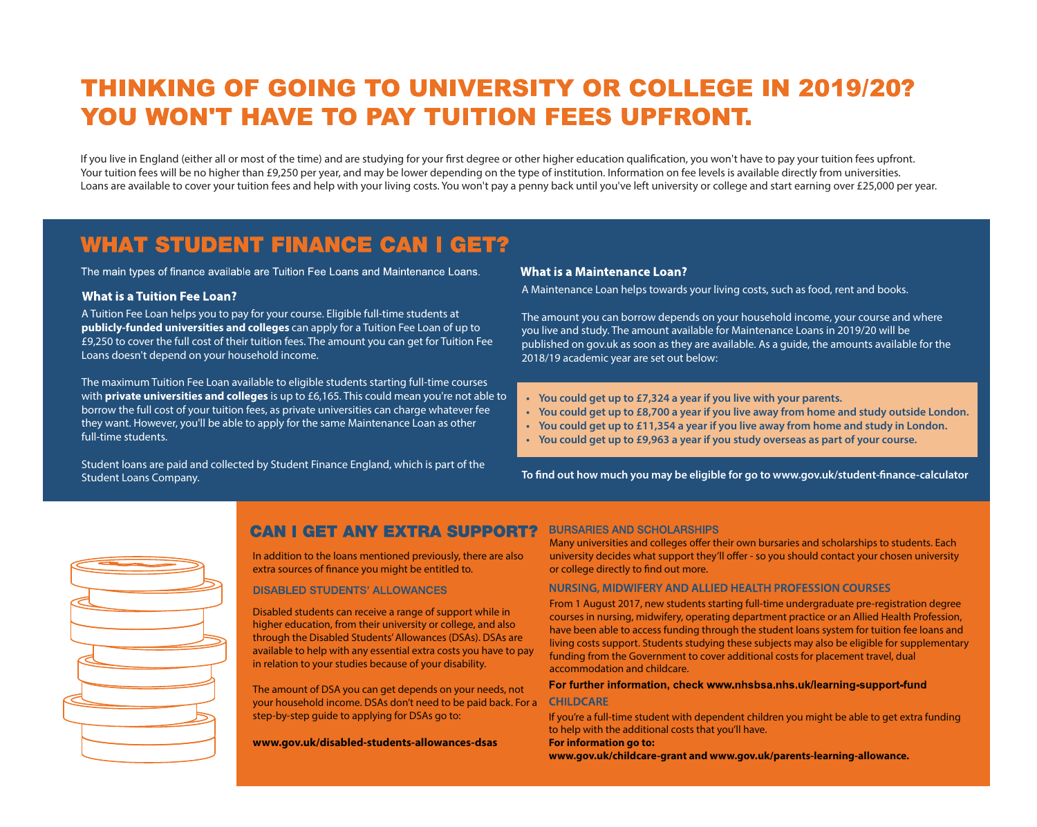# THINKING OF GOING TO UNIVERSITY OR COLLEGE IN 2019/20? YOU WON'T HAVE TO PAY TUITION FEES UPFRONT.

If you live in England (either all or most of the time) and are studying for your first degree or other higher education qualification, you won't have to pay your tuition fees upfront. Your tuition fees will be no higher than £9,250 per year, and may be lower depending on the type of institution. Information on fee levels is available directly from universities. Loans are available to cover your tuition fees and help with your living costs. You won't pay a penny back until you've left university or college and start earning over £25,000 per year.

## WHAT STUDENT FINANCE CAN I GET?

The main types of finance available are Tuition Fee Loans and Maintenance Loans.

### What is a Tuition Fee Loan?

A Tuition Fee Loan helps you to pay for your course. Eligible full-time students at **publicly-funded universities and colleges** can apply for a Tuition Fee Loan of up to £9,250 to cover the full cost of their tuition fees. The amount you can get for Tuition Fee Loans doesn't depend on your household income.

The maximum Tuition Fee Loan available to eligible students starting full-time courses with **private universities and colleges** is up to £6,165. This could mean you're not able to borrow the full cost of your tuition fees, as private universities can charge whatever fee they want. However, you'll be able to apply for the same Maintenance Loan as other full-time students.

Student loans are paid and collected by Student Finance England, which is part of the Student Loans Company.

### What is a Maintenance Loan?

A Maintenance Loan helps towards your living costs, such as food, rent and books.

The amount you can borrow depends on your household income, your course and where you live and study. The amount available for Maintenance Loans in 2019/20 will be published on gov.uk as soon as they are available. As a guide, the amounts available for the 2018/19 academic year are set out below:

- **You could get up to £7,324 a year if you live with your parents.**
- **You could get up to £8,700 a year if you live away from home and study outside London.**
- **You could get up to £11,354 a year if you live away from home and study in London.**
- **You could get up to £9,963 a year if you study overseas as part of your course.**

**To find out how much you may be eligible for go to www.gov.uk/student-finance-calculator**

## CAN I GET ANY EXTRA SUPPORT?

In addition to the loans mentioned previously, there are also extra sources of finance you might be entitled to.

### DISABLED STUDENTS' ALLOWANCES

Disabled students can receive a range of support while in higher education, from their university or college, and also through the Disabled Students' Allowances (DSAs). DSAs are available to help with any essential extra costs you have to pay in relation to your studies because of your disability.

The amount of DSA you can get depends on your needs, not your household income. DSAs don't need to be paid back. For a step-by-step guide to applying for DSAs go to:

**www.gov.uk/disabled-students-allowances-dsas**

### BURSARIES AND SCHOLARSHIPS

Many universities and colleges offer their own bursaries and scholarships to students. Each university decides what support they'll offer - so you should contact your chosen university or college directly to find out more.

### NURSING, MIDWIFERY AND ALLIED HEALTH PROFESSION COURSES

From 1 August 2017, new students starting full-time undergraduate pre-registration degree courses in nursing, midwifery, operating department practice or an Allied Health Profession, have been able to access funding through the student loans system for tuition fee loans and living costs support. Students studying these subjects may also be eligible for supplementary funding from the Government to cover additional costs for placement travel, dual accommodation and childcare.

**For further information, check www.nhsbsa.nhs.uk/learning-support-fund**

### CHILDCARE

If you're a full-time student with dependent children you might be able to get extra funding to help with the additional costs that you'll have.

**For information go to:**

**www.gov.uk/childcare-grant and www.gov.uk/parents-learning-allowance.**